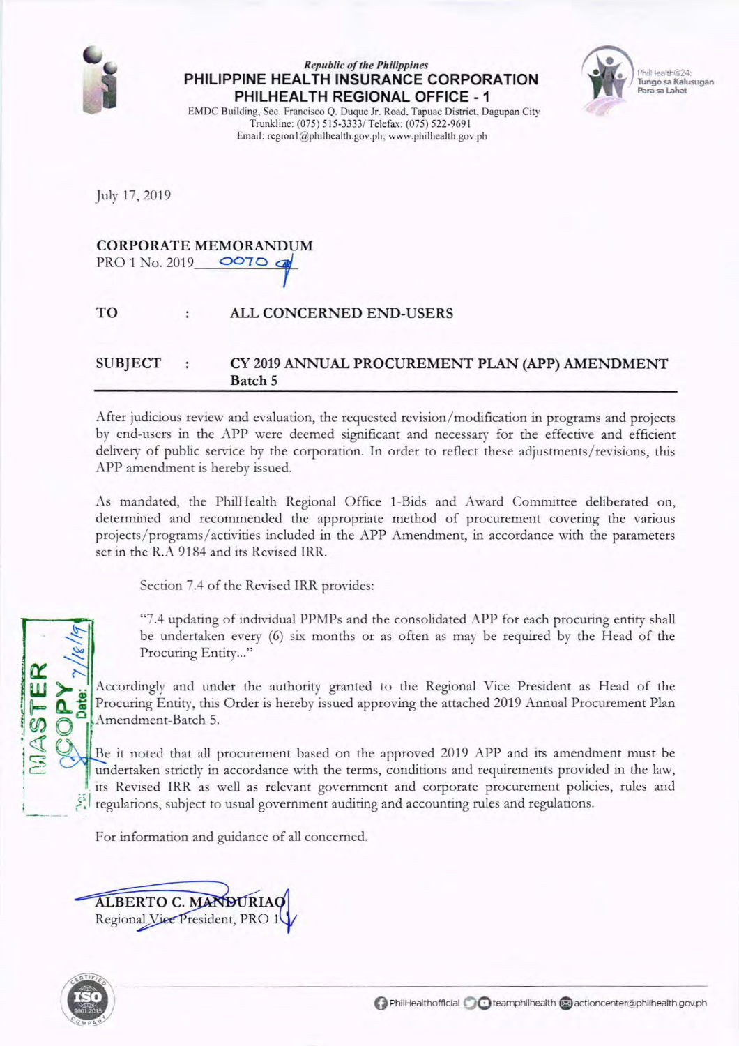*Republic of the Philippines*
**PHILIPPINE HEALTH INSURANCE CORPORATION**
**PHILHEALTH REGIONAL OFFICE - 1**
EMDC Building, Sec. Francisco Q. Duque Jr. Road, Tapuac District, Dagupan City
Trunkline: (075) 515-3333/ Telefax: (075) 522-9691
Email: region1@philhealth.gov.ph; www.philhealth.gov.ph

PhilHealth@24: Tungo sa Kalusugan Para sa Lahat

July 17, 2019

**CORPORATE MEMORANDUM**
PRO 1 No. 2019 0070

**TO** : **ALL CONCERNED END-USERS**

**SUBJECT** : **CY 2019 ANNUAL PROCUREMENT PLAN (APP) AMENDMENT Batch 5**

---

After judicious review and evaluation, the requested revision/modification in programs and projects by end-users in the APP were deemed significant and necessary for the effective and efficient delivery of public service by the corporation. In order to reflect these adjustments/revisions, this APP amendment is hereby issued.

As mandated, the PhilHealth Regional Office 1-Bids and Award Committee deliberated on, determined and recommended the appropriate method of procurement covering the various projects/programs/activities included in the APP Amendment, in accordance with the parameters set in the R.A 9184 and its Revised IRR.

Section 7.4 of the Revised IRR provides:

> "7.4 updating of individual PPMPs and the consolidated APP for each procuring entity shall be undertaken every (6) six months or as often as may be required by the Head of the Procuring Entity..."

Accordingly and under the authority granted to the Regional Vice President as Head of the Procuring Entity, this Order is hereby issued approving the attached 2019 Annual Procurement Plan Amendment-Batch 5.

Be it noted that all procurement based on the approved 2019 APP and its amendment must be undertaken strictly in accordance with the terms, conditions and requirements provided in the law, its Revised IRR as well as relevant government and corporate procurement policies, rules and regulations, subject to usual government auditing and accounting rules and regulations.

For information and guidance of all concerned.

**ALBERTO C. MANDURIAO**
Regional Vice President, PRO 1

MASTER COPY Date: 7/18/19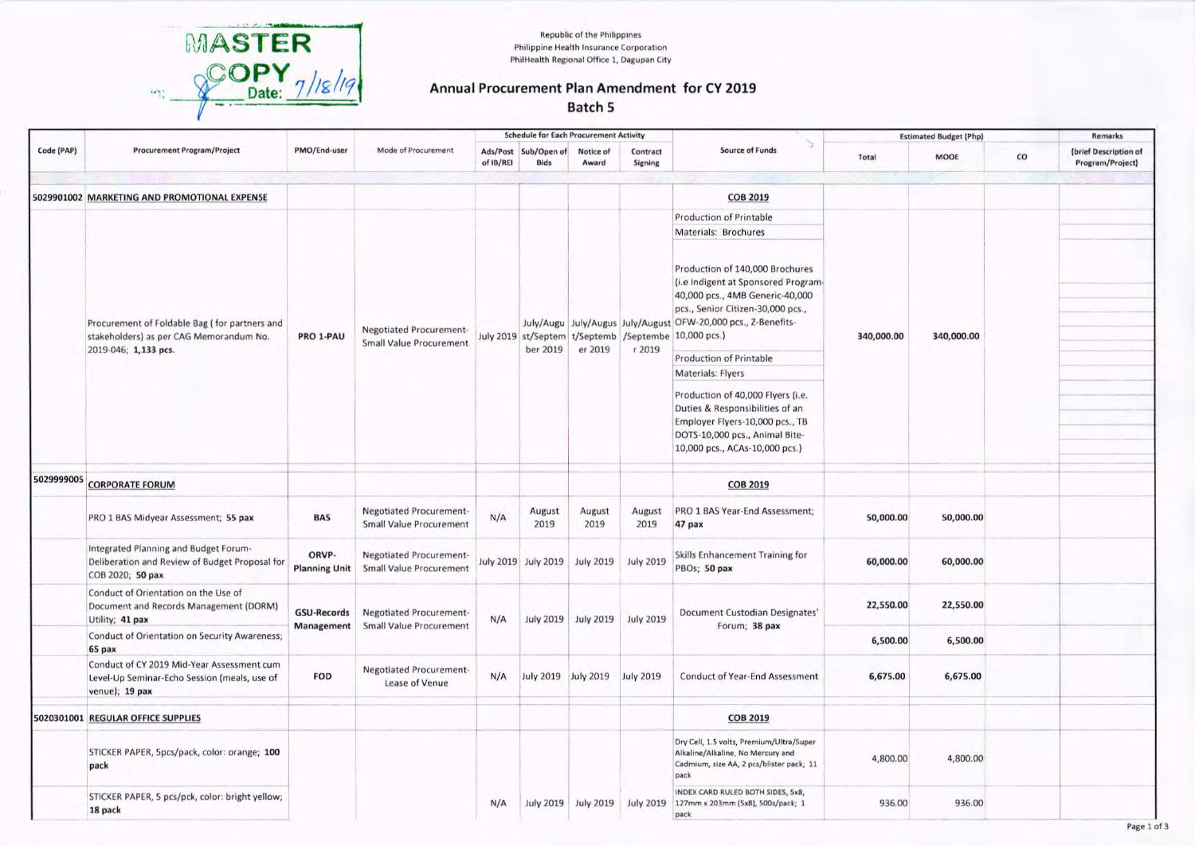MASTER COPY Date: 7/18/19

Republic of the Philippines
Philippine Health Insurance Corporation
PhilHealth Regional Office 1, Dagupan City

# Annual Procurement Plan Amendment for CY 2019
## Batch 5

| Code (PAP) | Procurement Program/Project | PMO/End-user | Mode of Procurement | Schedule for Each Procurement Activity | | | | Source of Funds | Estimated Budget (Php) | | | Remarks |
|---|---|---|---|---|---|---|---|---|---|---|---|---|
| | | | | Ads/Post of IB/REI | Sub/Open of Bids | Notice of Award | Contract Signing | | Total | MOOE | CO | (brief Description of Program/Project) |
| 5029901002 | **MARKETING AND PROMOTIONAL EXPENSE** | | | | | | | **COB 2019** | | | | |
| | Procurement of Foldable Bag ( for partners and stakeholders) as per CAG Memorandum No. 2019-046; **1,133 pcs.** | **PRO 1-PAU** | Negotiated Procurement-Small Value Procurement | July 2019 | July/August/September 2019 | July/August/September 2019 | July/August/September 2019 | Production of Printable Materials: Brochures<br><br>Production of 140,000 Brochures (i.e Indigent at Sponsored Program-40,000 pcs., 4MB Generic-40,000 pcs., Senior Citizen-30,000 pcs., OFW-20,000 pcs., Z-Benefits-10,000 pcs.)<br><br>Production of Printable Materials: Flyers<br><br>Production of 40,000 Flyers (i.e. Duties & Responsibilities of an Employer Flyers-10,000 pcs., TB DOTS-10,000 pcs., Animal Bite-10,000 pcs., ACAs-10,000 pcs.) | **340,000.00** | **340,000.00** | | |
| 5029999005 | **CORPORATE FORUM** | | | | | | | **COB 2019** | | | | |
| | PRO 1 BAS Midyear Assessment; **55 pax** | **BAS** | Negotiated Procurement-Small Value Procurement | N/A | August 2019 | August 2019 | August 2019 | PRO 1 BAS Year-End Assessment; **47 pax** | **50,000.00** | **50,000.00** | | |
| | Integrated Planning and Budget Forum-Deliberation and Review of Budget Proposal for COB 2020; **50 pax** | **ORVP-Planning Unit** | Negotiated Procurement-Small Value Procurement | July 2019 | July 2019 | July 2019 | July 2019 | Skills Enhancement Training for PBOs; **50 pax** | **60,000.00** | **60,000.00** | | |
| | Conduct of Orientation on the Use of Document and Records Management (DORM) Utility; **41 pax** | **GSU-Records Management** | Negotiated Procurement-Small Value Procurement | N/A | July 2019 | July 2019 | July 2019 | Document Custodian Designates' Forum; **38 pax** | **22,550.00** | **22,550.00** | | |
| | Conduct of Orientation on Security Awareness; **65 pax** | | | | | | | | **6,500.00** | **6,500.00** | | |
| | Conduct of CY 2019 Mid-Year Assessment cum Level-Up Seminar-Echo Session (meals, use of venue); **19 pax** | **FOD** | Negotiated Procurement-Lease of Venue | N/A | July 2019 | July 2019 | July 2019 | Conduct of Year-End Assessment | **6,675.00** | **6,675.00** | | |
| 5020301001 | **REGULAR OFFICE SUPPLIES** | | | | | | | **COB 2019** | | | | |
| | STICKER PAPER, 5pcs/pack, color: orange; **100 pack** | | | N/A | July 2019 | July 2019 | July 2019 | Dry Cell, 1.5 volts, Premium/Ultra/Super Alkaline/Alkaline, No Mercury and Cadmium, size AA, 2 pcs/blister pack; 11 pack | 4,800.00 | 4,800.00 | | |
| | STICKER PAPER, 5 pcs/pck, color: bright yellow; **18 pack** | | | | | | | INDEX CARD RULED BOTH SIDES, 5x8, 127mm x 203mm (5x8), 500s/pack; 1 pack | 936.00 | 936.00 | | |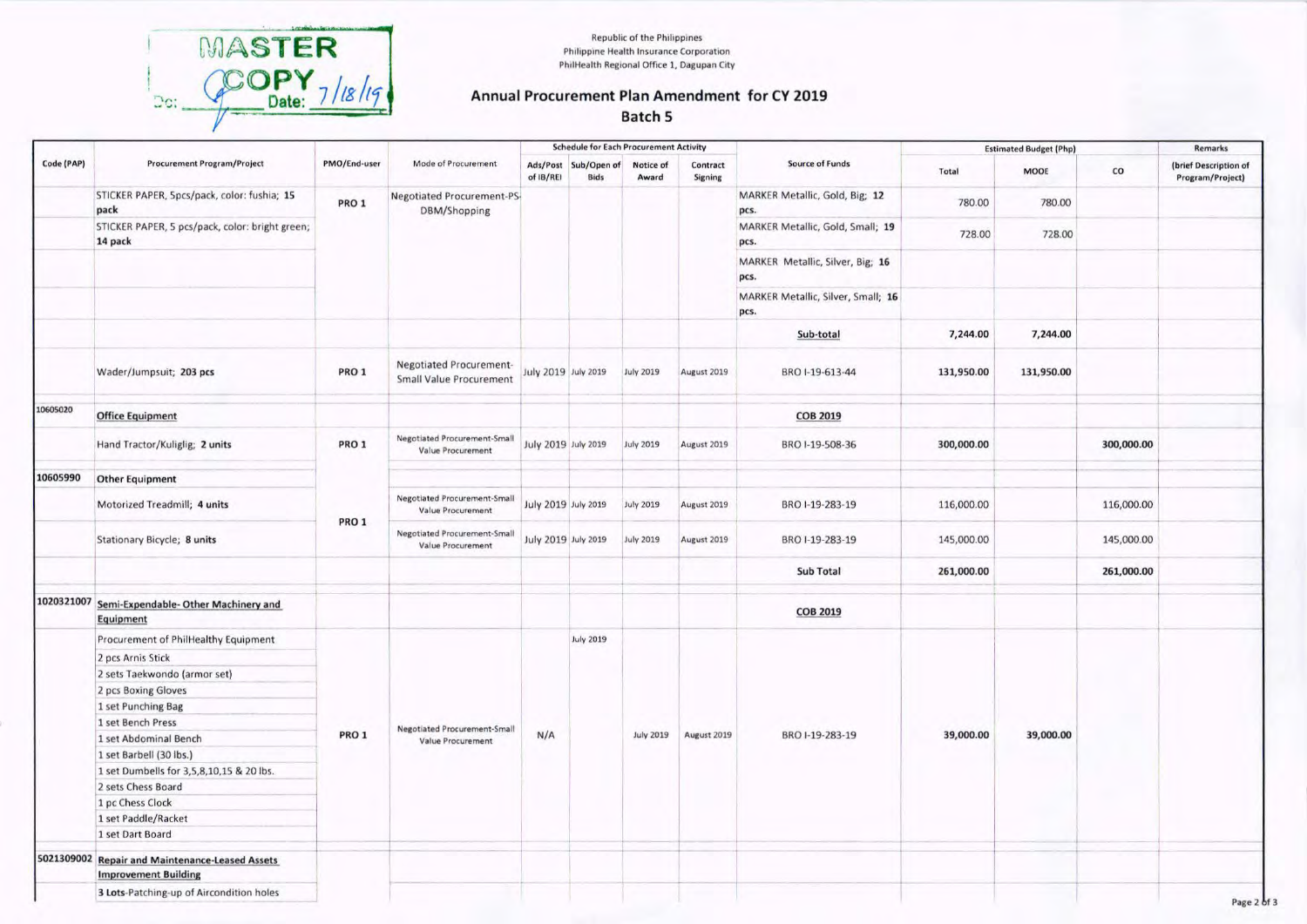MASTER COPY Date: 7/18/19

Republic of the Philippines
Philippine Health Insurance Corporation
PhilHealth Regional Office 1, Dagupan City

## Annual Procurement Plan Amendment for CY 2019
### Batch 5

| Code (PAP) | Procurement Program/Project | PMO/End-user | Mode of Procurement | Schedule for Each Procurement Activity | | | | Source of Funds | Estimated Budget (Php) | | | Remarks |
|---|---|---|---|---|---|---|---|---|---|---|---|---|
| | | | | Ads/Post of IB/REI | Sub/Open of Bids | Notice of Award | Contract Signing | | Total | MOOE | CO | (brief Description of Program/Project) |
| | STICKER PAPER, 5pcs/pack, color: fushia; **15 pack** | PRO 1 | Negotiated Procurement-PS-DBM/Shopping | | | | | MARKER Metallic, Gold, Big; **12 pcs.** | 780.00 | 780.00 | | |
| | STICKER PAPER, 5 pcs/pack, color: bright green; **14 pack** | | | | | | | MARKER Metallic, Gold, Small; **19 pcs.** | 728.00 | 728.00 | | |
| | | | | | | | | MARKER Metallic, Silver, Big; **16 pcs.** | | | | |
| | | | | | | | | MARKER Metallic, Silver, Small; **16 pcs.** | | | | |
| | | | | | | | | **Sub-total** | **7,244.00** | **7,244.00** | | |
| | Wader/Jumpsuit; **203 pcs** | PRO 1 | Negotiated Procurement-Small Value Procurement | July 2019 | July 2019 | July 2019 | August 2019 | BRO I-19-613-44 | **131,950.00** | **131,950.00** | | |
| 10605020 | **Office Equipment** | | | | | | | **COB 2019** | | | | |
| | Hand Tractor/Kuliglig; **2 units** | PRO 1 | Negotiated Procurement-Small Value Procurement | July 2019 | July 2019 | July 2019 | August 2019 | BRO I-19-508-36 | **300,000.00** | | **300,000.00** | |
| 10605990 | **Other Equipment** | | | | | | | | | | | |
| | Motorized Treadmill; **4 units** | PRO 1 | Negotiated Procurement-Small Value Procurement | July 2019 | July 2019 | July 2019 | August 2019 | BRO I-19-283-19 | 116,000.00 | | 116,000.00 | |
| | Stationary Bicycle; **8 units** | | Negotiated Procurement-Small Value Procurement | July 2019 | July 2019 | July 2019 | August 2019 | BRO I-19-283-19 | 145,000.00 | | 145,000.00 | |
| | | | | | | | | **Sub Total** | **261,000.00** | | **261,000.00** | |
| 1020321007 | **Semi-Expendable- Other Machinery and Equipment** | | | | | | | **COB 2019** | | | | |
| | Procurement of PhilHealthy Equipment<br>2 pcs Arnis Stick<br>2 sets Taekwondo (armor set)<br>2 pcs Boxing Gloves<br>1 set Punching Bag<br>1 set Bench Press<br>1 set Abdominal Bench<br>1 set Barbell (30 lbs.)<br>1 set Dumbells for 3,5,8,10,15 & 20 lbs.<br>2 sets Chess Board<br>1 pc Chess Clock<br>1 set Paddle/Racket<br>1 set Dart Board | PRO 1 | Negotiated Procurement-Small Value Procurement | N/A | July 2019 | July 2019 | August 2019 | BRO I-19-283-19 | **39,000.00** | **39,000.00** | | |
| 5021309002 | **Repair and Maintenance-Leased Assets Improvement Building** | | | | | | | | | | | |
| | **3 Lots**-Patching-up of Aircondition holes | | | | | | | | | | | |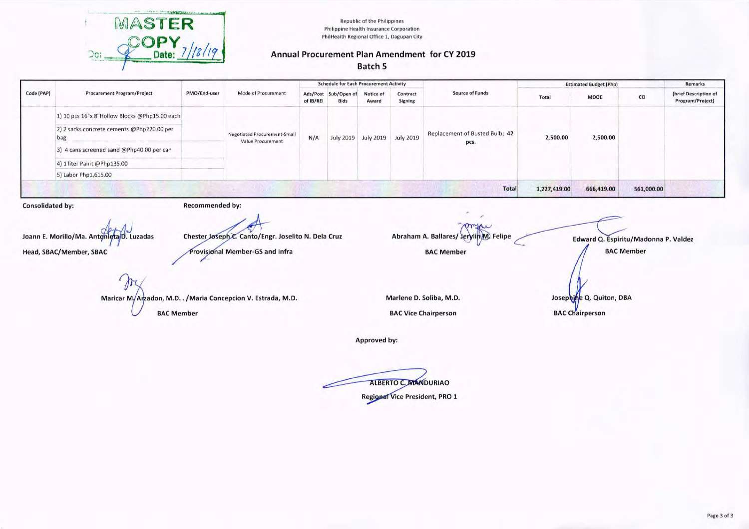MASTER COPY Date: 7/18/19

Republic of the Philippines
Philippine Health Insurance Corporation
PhilHealth Regional Office 1, Dagupan City

## Annual Procurement Plan Amendment for CY 2019
## Batch 5

| Code (PAP) | Procurement Program/Project | PMO/End-user | Mode of Procurement | Schedule for Each Procurement Activity | | | | Source of Funds | Estimated Budget (Php) | | | Remarks |
|---|---|---|---|---|---|---|---|---|---|---|---|---|
| | | | | Ads/Post of IB/REI | Sub/Open of Bids | Notice of Award | Contract Signing | | Total | MOOE | CO | (brief Description of Program/Project) |
| | 1) 10 pcs 16"x 8"Hollow Blocks @Php15.00 each<br>2) 2 sacks concrete cements @Php220.00 per bag<br>3) 4 cans screened sand @Php40.00 per can<br>4) 1 liter Paint @Php135.00<br>5) Labor Php1,615.00 | | Negotiated Procurement-Small Value Procurement | N/A | July 2019 | July 2019 | July 2019 | Replacement of Busted Bulb; **42 pcs.** | 2,500.00 | 2,500.00 | | |
| | | | | | | | | **Total** | **1,227,419.00** | **666,419.00** | **561,000.00** | |

**Consolidated by:**

**Joann E. Morillo/Ma. Antonieta D. Luzadas**
**Head, SBAC/Member, SBAC**

**Recommended by:**

**Chester Joseph C. Canto/Engr. Joselito N. Dela Cruz**
**Provisional Member-GS and Infra**

**Abraham A. Ballares/ Jerylin M. Felipe**
**BAC Member**

**Edward Q. Espiritu/Madonna P. Valdez**
**BAC Member**

**Maricar M. Arzadon, M.D. . /Maria Concepcion V. Estrada, M.D.**
**BAC Member**

**Marlene D. Soliba, M.D.**
**BAC Vice Chairperson**

**Josephine Q. Quiton, DBA**
**BAC Chairperson**

**Approved by:**

**ALBERTO C. MANDURIAO**
**Regional Vice President, PRO 1**